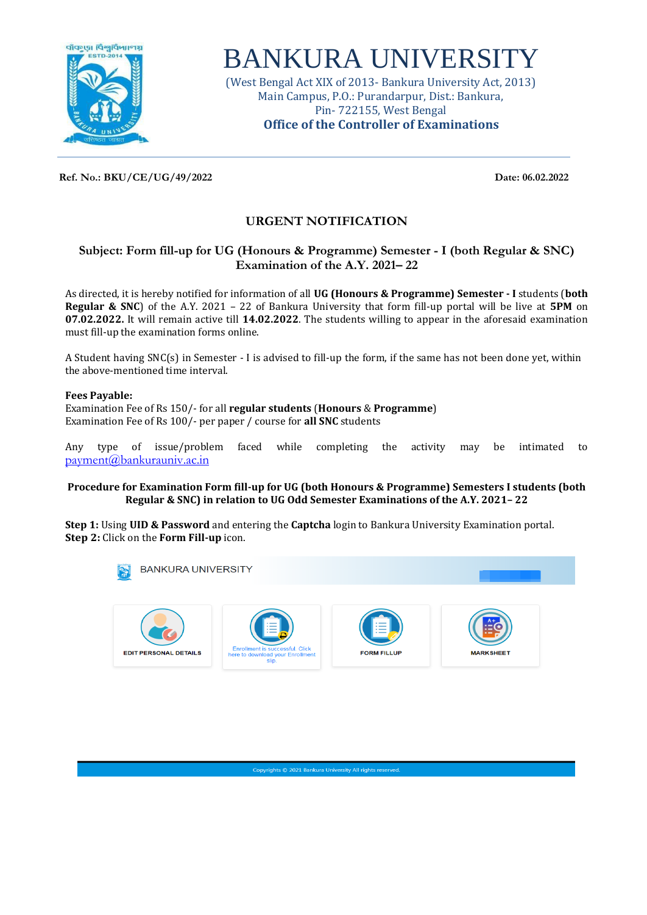# BANKURA UNIVERSITY

(West Bengal Act XIX of 2013- Bankura University Act, 2013)
Main Campus, P.O.: Purandarpur, Dist.: Bankura,
Pin- 722155, West Bengal
**Office of the Controller of Examinations**

**Ref. No.: BKU/CE/UG/49/2022** **Date: 06.02.2022**

## URGENT NOTIFICATION

**Subject: Form fill-up for UG (Honours & Programme) Semester - I (both Regular & SNC) Examination of the A.Y. 2021– 22**

As directed, it is hereby notified for information of all **UG (Honours & Programme) Semester - I** students (**both Regular & SNC**) of the A.Y. 2021 – 22 of Bankura University that form fill-up portal will be live at **5PM** on **07.02.2022.** It will remain active till **14.02.2022**. The students willing to appear in the aforesaid examination must fill-up the examination forms online.

A Student having SNC(s) in Semester - I is advised to fill-up the form, if the same has not been done yet, within the above-mentioned time interval.

**Fees Payable:**
Examination Fee of Rs 150/- for all **regular students** (**Honours** & **Programme**)
Examination Fee of Rs 100/- per paper / course for **all SNC** students

Any type of issue/problem faced while completing the activity may be intimated to payment@bankurauniv.ac.in

**Procedure for Examination Form fill-up for UG (both Honours & Programme) Semesters I students (both Regular & SNC) in relation to UG Odd Semester Examinations of the A.Y. 2021– 22**

**Step 1:** Using **UID & Password** and entering the **Captcha** login to Bankura University Examination portal.
**Step 2:** Click on the **Form Fill-up** icon.

BANKURA UNIVERSITY

EDIT PERSONAL DETAILS | Enrollment is successful. Click here to download your Enrollment slip. | FORM FILLUP | MARKSHEET

Copyrights © 2021 Bankura University All rights reserved.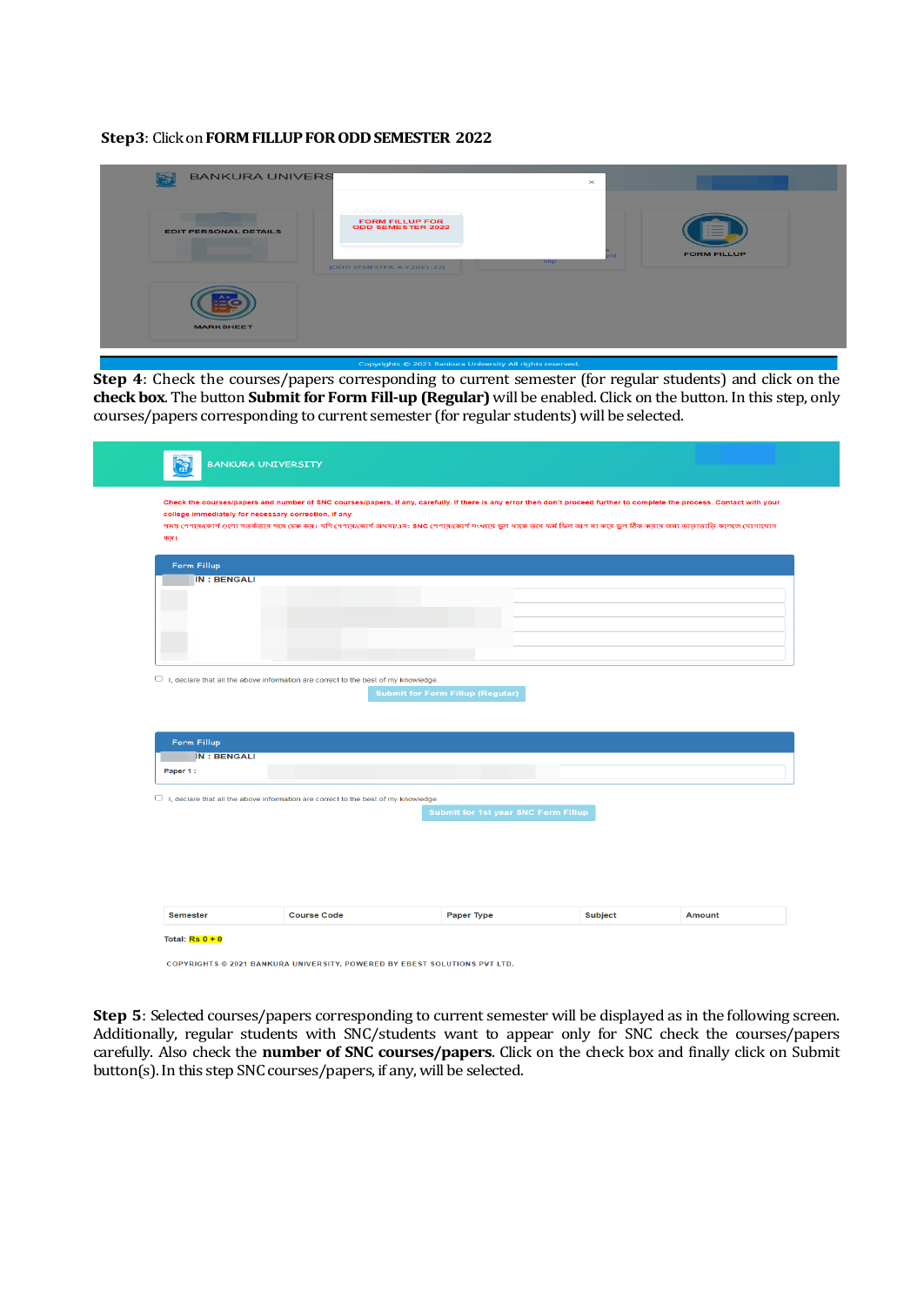**Step3**: Click on **FORM FILLUP FOR ODD SEMESTER 2022**

**Step 4**: Check the courses/papers corresponding to current semester (for regular students) and click on the **check box**. The button **Submit for Form Fill-up (Regular)** will be enabled. Click on the button. In this step, only courses/papers corresponding to current semester (for regular students) will be selected.

**Step 5**: Selected courses/papers corresponding to current semester will be displayed as in the following screen. Additionally, regular students with SNC/students want to appear only for SNC check the courses/papers carefully. Also check the **number of SNC courses/papers**. Click on the check box and finally click on Submit button(s). In this step SNC courses/papers, if any, will be selected.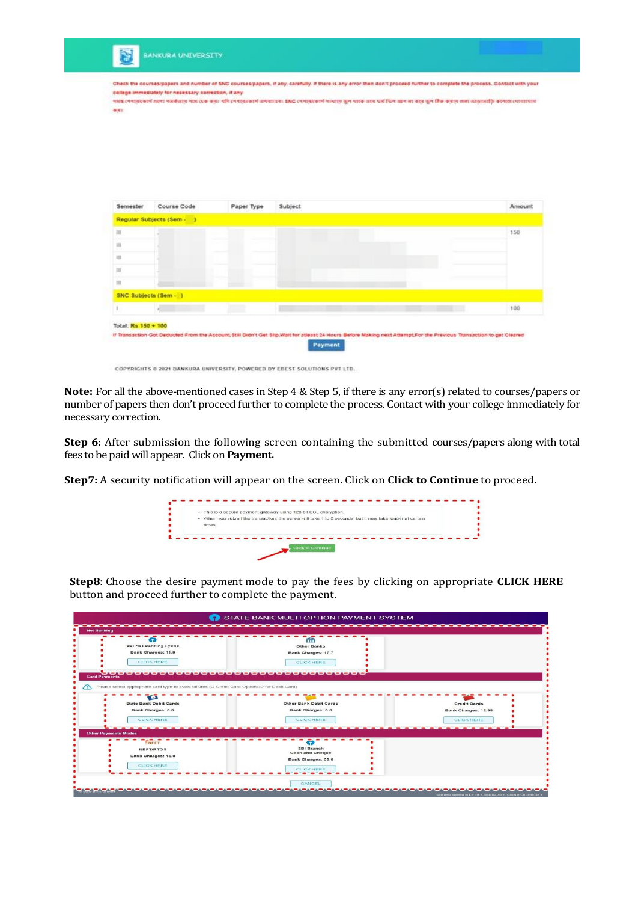**Note:** For all the above-mentioned cases in Step 4 & Step 5, if there is any error(s) related to courses/papers or number of papers then don't proceed further to complete the process. Contact with your college immediately for necessary correction.

**Step 6**: After submission the following screen containing the submitted courses/papers along with total fees to be paid will appear. Click on **Payment.**

**Step7:** A security notification will appear on the screen. Click on **Click to Continue** to proceed.

**Step8**: Choose the desire payment mode to pay the fees by clicking on appropriate **CLICK HERE** button and proceed further to complete the payment.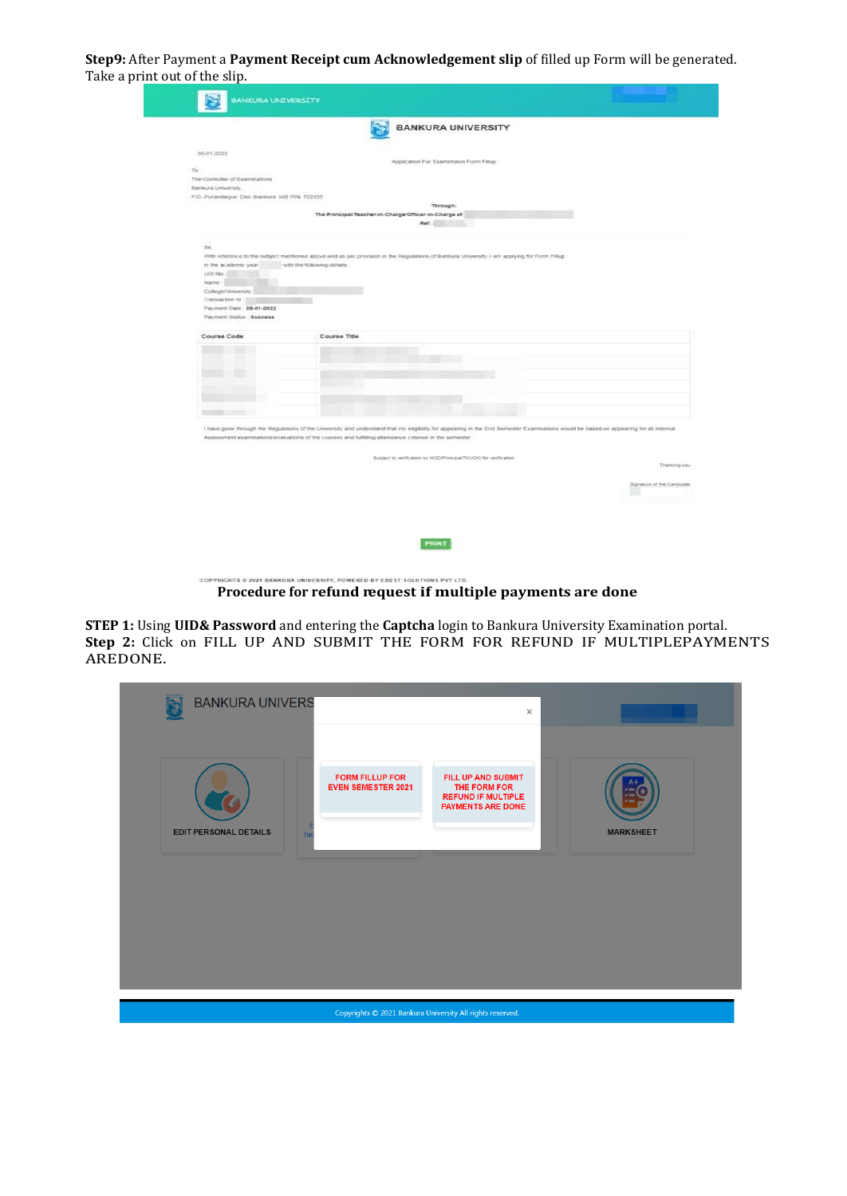**Step9:** After Payment a **Payment Receipt cum Acknowledgement slip** of filled up Form will be generated. Take a print out of the slip.

## Procedure for refund request if multiple payments are done

**STEP 1:** Using **UID& Password** and entering the **Captcha** login to Bankura University Examination portal.

**Step 2:** Click on FILL UP AND SUBMIT THE FORM FOR REFUND IF MULTIPLEPAYMENTS AREDONE.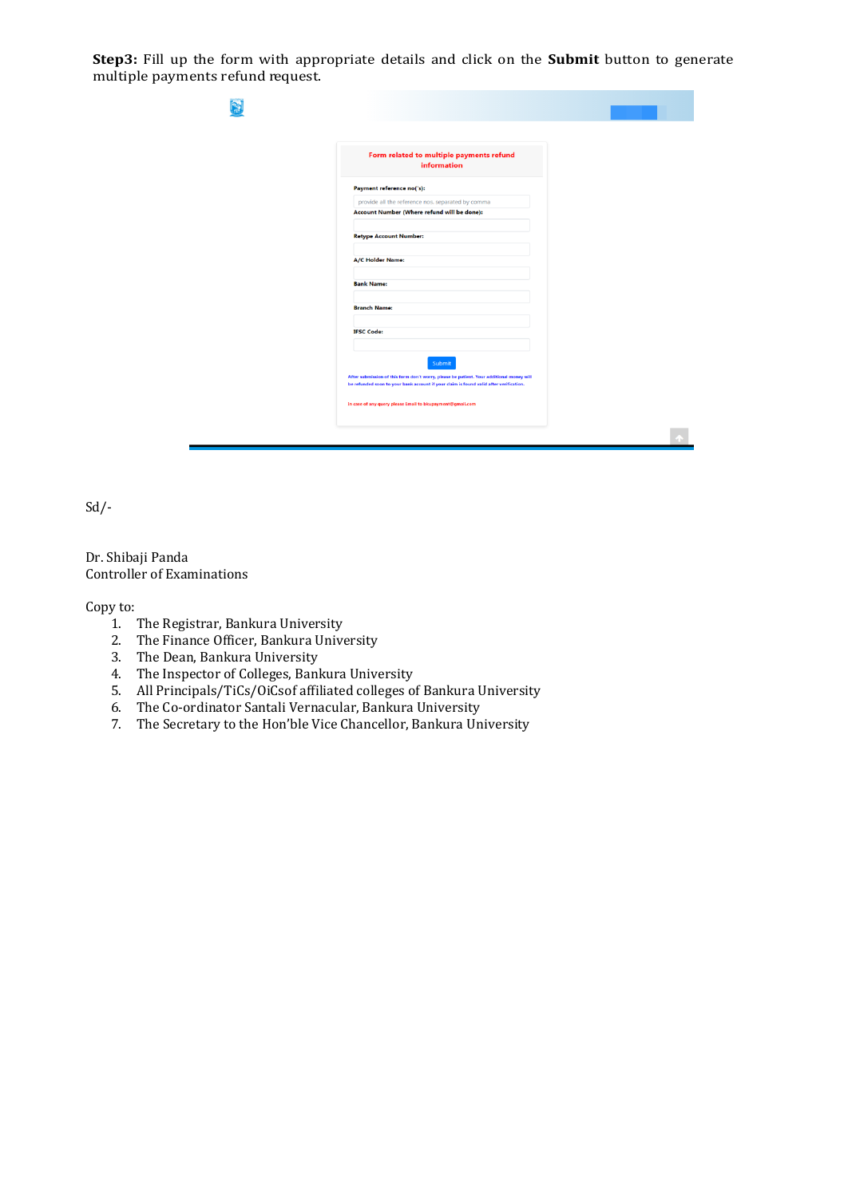**Step3:** Fill up the form with appropriate details and click on the **Submit** button to generate multiple payments refund request.

Form related to multiple payments refund information

Payment reference no('s):

provide all the reference nos. separated by comma

Account Number (Where refund will be done):

Retype Account Number:

A/C Holder Name:

Bank Name:

Branch Name:

IFSC Code:

Submit

After submission of this form don't worry, please be patient. Your additional money will be refunded soon to your bank account if your claim is found valid after verification.

In case of any query please Email to bkupayment@gmail.com

Sd/-

Dr. Shibaji Panda
Controller of Examinations

Copy to:

1. The Registrar, Bankura University
2. The Finance Officer, Bankura University
3. The Dean, Bankura University
4. The Inspector of Colleges, Bankura University
5. All Principals/TiCs/OiCsof affiliated colleges of Bankura University
6. The Co-ordinator Santali Vernacular, Bankura University
7. The Secretary to the Hon'ble Vice Chancellor, Bankura University